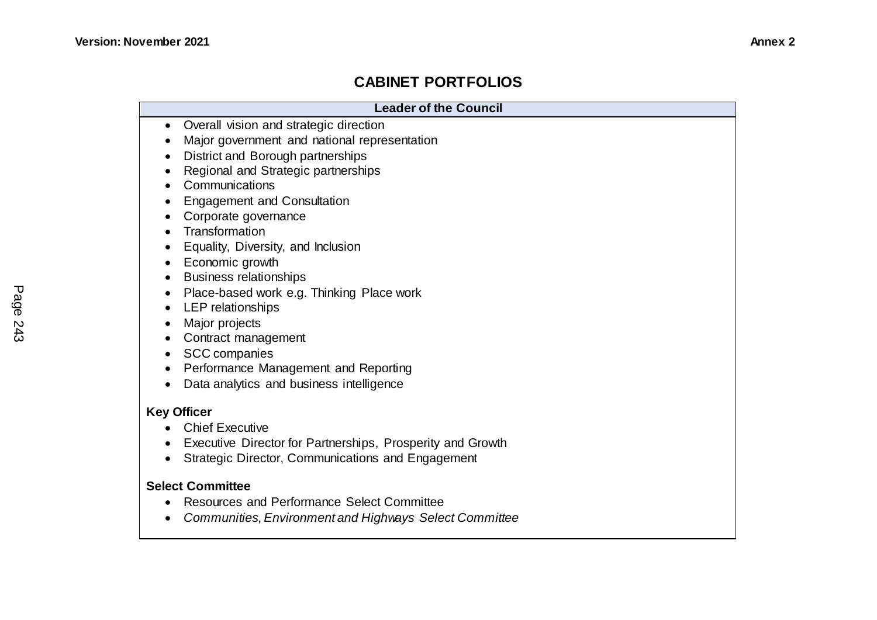# CABINET PORTFOLIOS

## Leader of the Council

- Overall vision and strategic direction
- Major government and national representation
- District and Borough partnerships
- Regional and Strategic partnerships
- Communications
- Engagement and Consultation
- Corporate governance
- Transformation
- Equality, Diversity, and Inclusion
- Economic growth
- Business relationships
- Place-based work e.g. Thinking Place work
- LEP relationships
- Major projects
- Contract management
- SCC companies
- Performance Management and Reporting
- Data analytics and business intelligence

**Key Officer**

- Chief Executive
- Executive Director for Partnerships, Prosperity and Growth
- Strategic Director, Communications and Engagement

**Select Committee**

- Resources and Performance Select Committee
- *Communities, Environment and Highways Select Committee*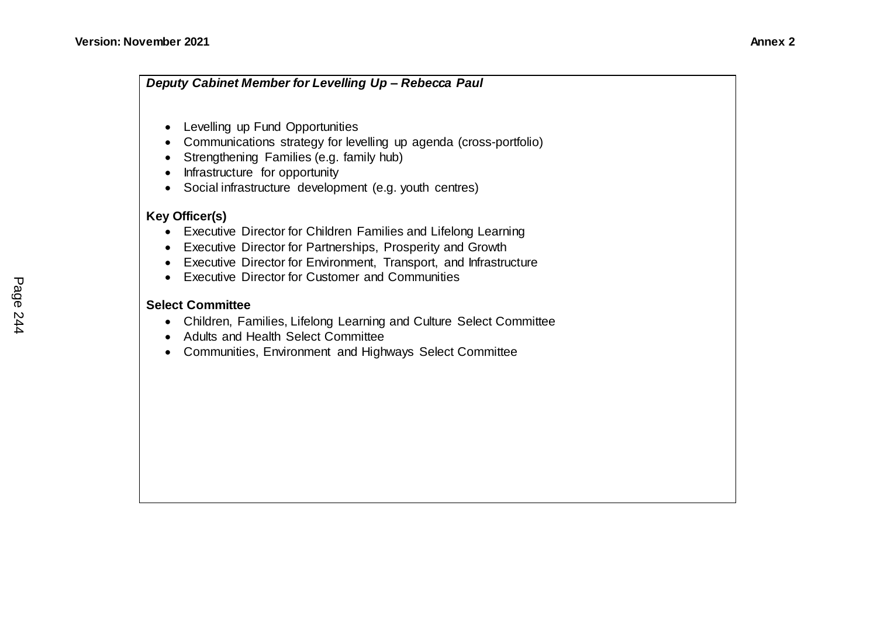***Deputy Cabinet Member for Levelling Up – Rebecca Paul***

- Levelling up Fund Opportunities
- Communications strategy for levelling up agenda (cross-portfolio)
- Strengthening Families (e.g. family hub)
- Infrastructure for opportunity
- Social infrastructure development (e.g. youth centres)

**Key Officer(s)**

- Executive Director for Children Families and Lifelong Learning
- Executive Director for Partnerships, Prosperity and Growth
- Executive Director for Environment, Transport, and Infrastructure
- Executive Director for Customer and Communities

**Select Committee**

- Children, Families, Lifelong Learning and Culture Select Committee
- Adults and Health Select Committee
- Communities, Environment and Highways Select Committee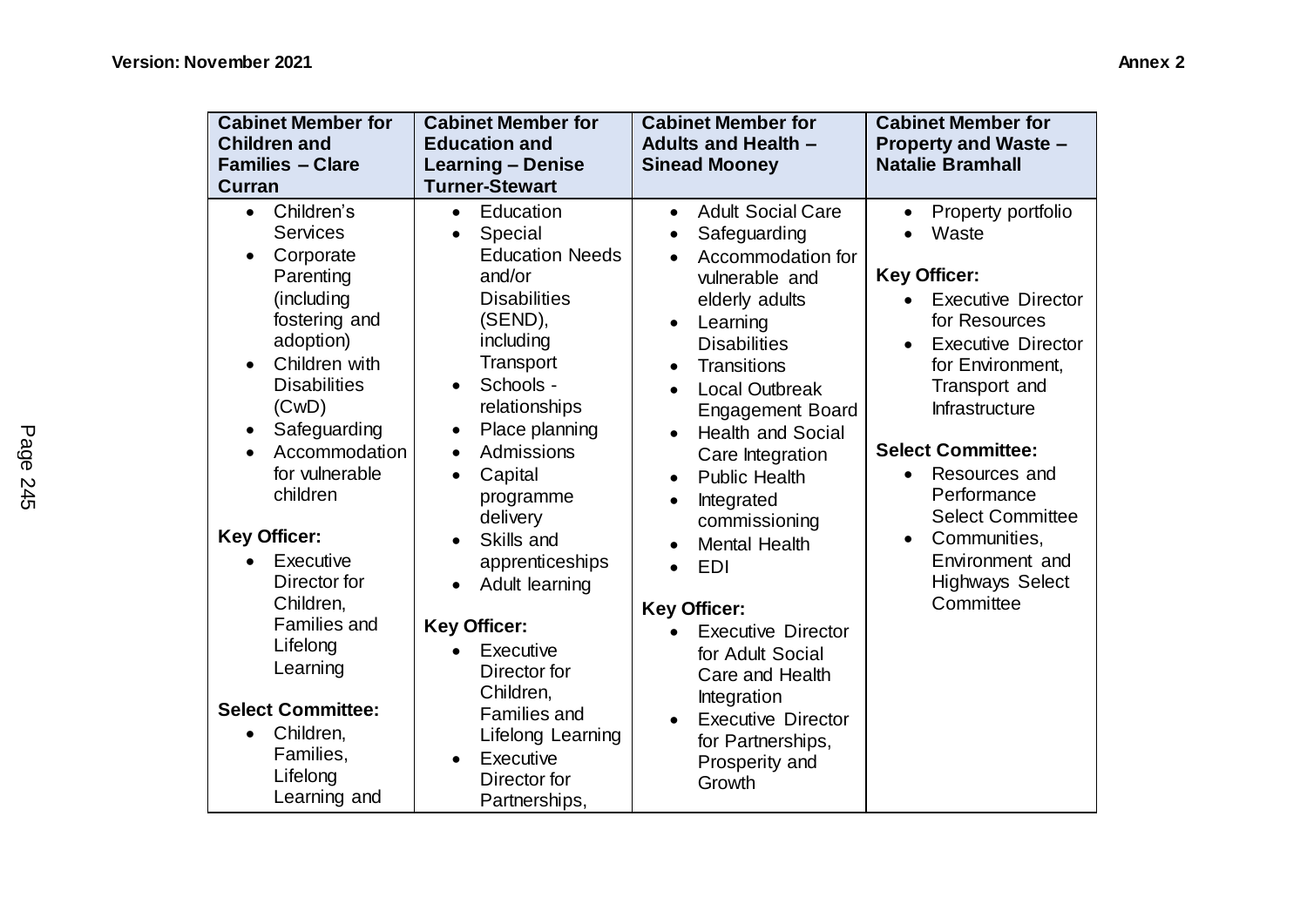| Cabinet Member for Children and Families – Clare Curran | Cabinet Member for Education and Learning – Denise Turner-Stewart | Cabinet Member for Adults and Health – Sinead Mooney | Cabinet Member for Property and Waste – Natalie Bramhall |
|---|---|---|---|
| • Children's Services<br>• Corporate Parenting (including fostering and adoption)<br>• Children with Disabilities (CwD)<br>• Safeguarding<br>• Accommodation for vulnerable children<br><br>**Key Officer:**<br>• Executive Director for Children, Families and Lifelong Learning<br><br>**Select Committee:**<br>• Children, Families, Lifelong Learning and | • Education<br>• Special Education Needs and/or Disabilities (SEND), including Transport<br>• Schools - relationships<br>• Place planning<br>• Admissions<br>• Capital programme delivery<br>• Skills and apprenticeships<br>• Adult learning<br><br>**Key Officer:**<br>• Executive Director for Children, Families and Lifelong Learning<br>• Executive Director for Partnerships, | • Adult Social Care<br>• Safeguarding<br>• Accommodation for vulnerable and elderly adults<br>• Learning Disabilities<br>• Transitions<br>• Local Outbreak Engagement Board<br>• Health and Social Care Integration<br>• Public Health<br>• Integrated commissioning<br>• Mental Health<br>• EDI<br><br>**Key Officer:**<br>• Executive Director for Adult Social Care and Health Integration<br>• Executive Director for Partnerships, Prosperity and Growth | • Property portfolio<br>• Waste<br><br>**Key Officer:**<br>• Executive Director for Resources<br>• Executive Director for Environment, Transport and Infrastructure<br><br>**Select Committee:**<br>• Resources and Performance Select Committee<br>• Communities, Environment and Highways Select Committee |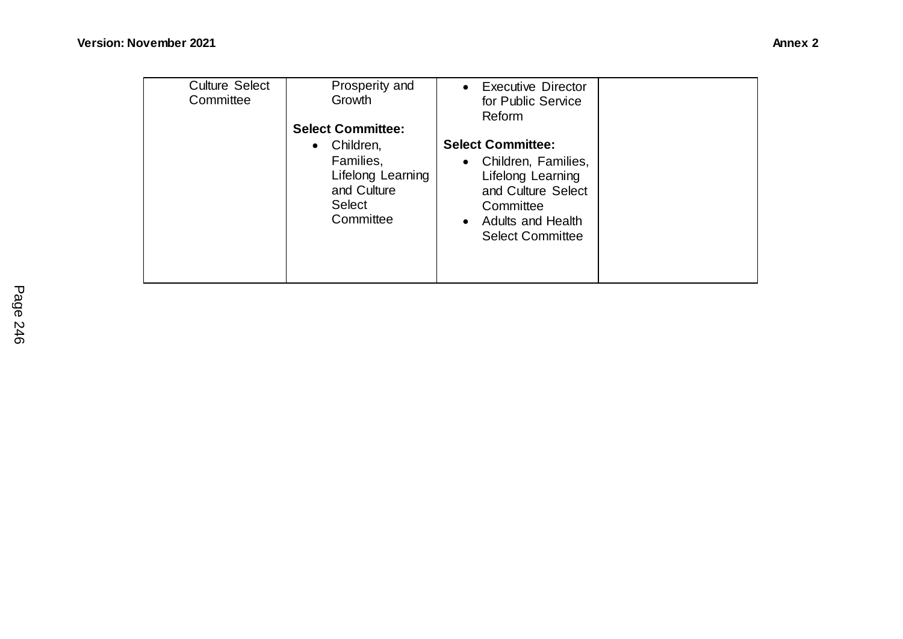| | | | |
|---|---|---|---|
| Culture Select Committee | Prosperity and Growth<br><br>**Select Committee:**<br>• Children, Families, Lifelong Learning and Culture Select Committee | • Executive Director for Public Service Reform<br><br>**Select Committee:**<br>• Children, Families, Lifelong Learning and Culture Select Committee<br>• Adults and Health Select Committee | |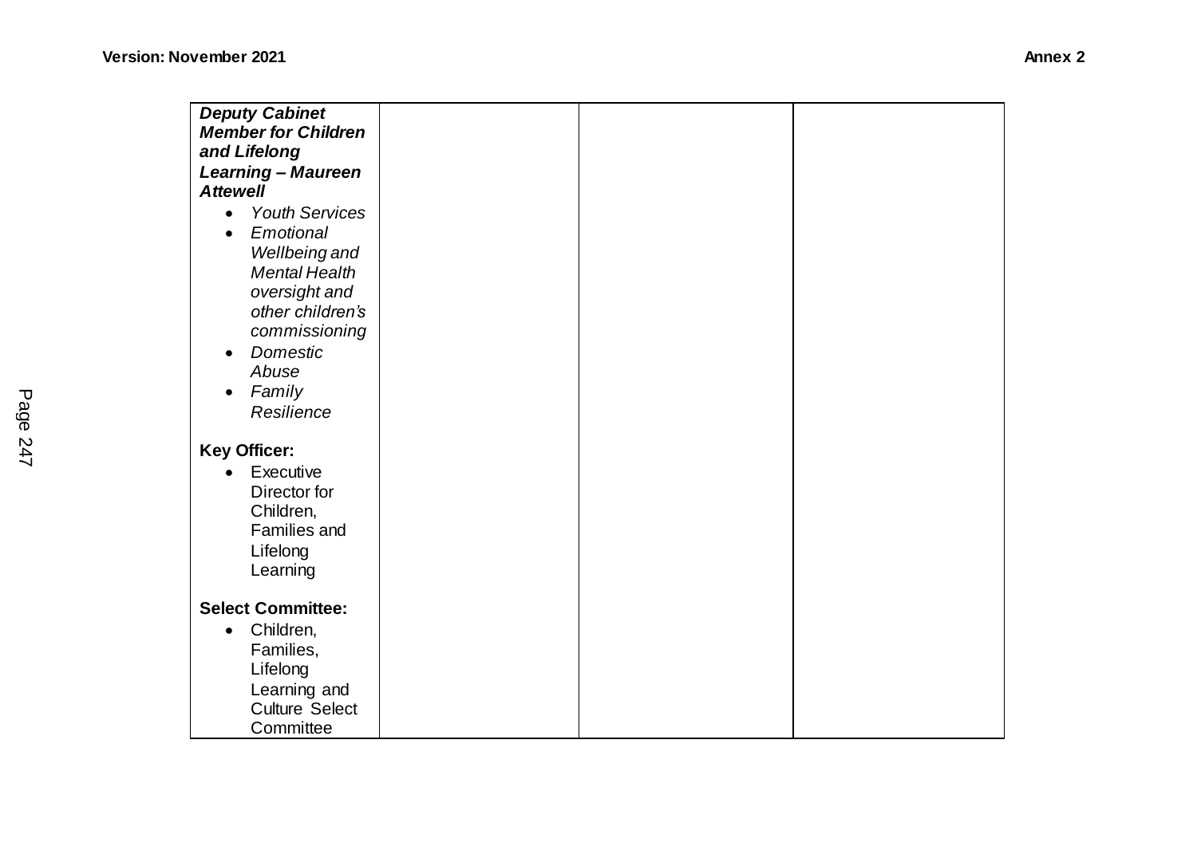| ***Deputy Cabinet Member for Children and Lifelong Learning – Maureen Attewell***<br>• *Youth Services*<br>• *Emotional Wellbeing and Mental Health oversight and other children's commissioning*<br>• *Domestic Abuse*<br>• *Family Resilience*<br><br>**Key Officer:**<br>• Executive Director for Children, Families and Lifelong Learning<br><br>**Select Committee:**<br>• Children, Families, Lifelong Learning and Culture Select Committee | | | |
|---|---|---|---|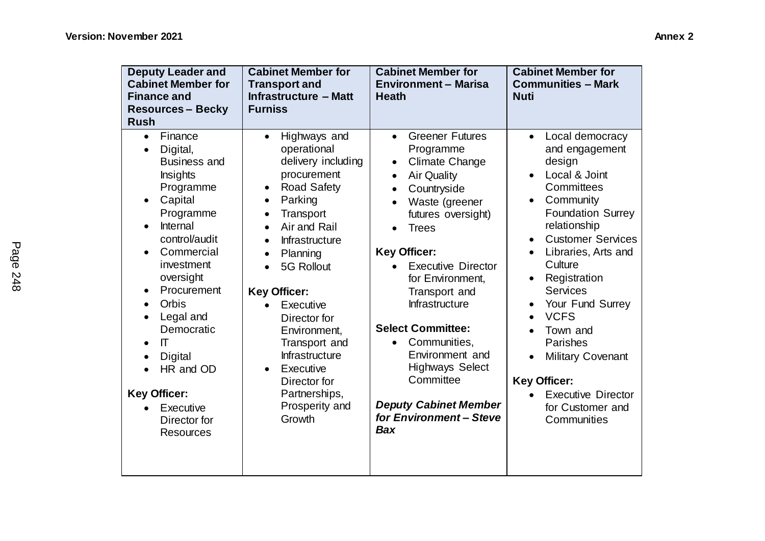| Deputy Leader and Cabinet Member for Finance and Resources – Becky Rush | Cabinet Member for Transport and Infrastructure – Matt Furniss | Cabinet Member for Environment – Marisa Heath | Cabinet Member for Communities – Mark Nuti |
|---|---|---|---|
| • Finance<br>• Digital, Business and Insights Programme<br>• Capital Programme<br>• Internal control/audit<br>• Commercial investment oversight<br>• Procurement<br>• Orbis<br>• Legal and Democratic<br>• IT<br>• Digital<br>• HR and OD<br><br>**Key Officer:**<br>• Executive Director for Resources | • Highways and operational delivery including procurement<br>• Road Safety<br>• Parking<br>• Transport<br>• Air and Rail<br>• Infrastructure<br>• Planning<br>• 5G Rollout<br><br>**Key Officer:**<br>• Executive Director for Environment, Transport and Infrastructure<br>• Executive Director for Partnerships, Prosperity and Growth | • Greener Futures Programme<br>• Climate Change<br>• Air Quality<br>• Countryside<br>• Waste (greener futures oversight)<br>• Trees<br><br>**Key Officer:**<br>• Executive Director for Environment, Transport and Infrastructure<br><br>**Select Committee:**<br>• Communities, Environment and Highways Select Committee<br><br>***Deputy Cabinet Member for Environment – Steve Bax*** | • Local democracy and engagement design<br>• Local & Joint Committees<br>• Community Foundation Surrey relationship<br>• Customer Services<br>• Libraries, Arts and Culture<br>• Registration Services<br>• Your Fund Surrey<br>• VCFS<br>• Town and Parishes<br>• Military Covenant<br><br>**Key Officer:**<br>• Executive Director for Customer and Communities |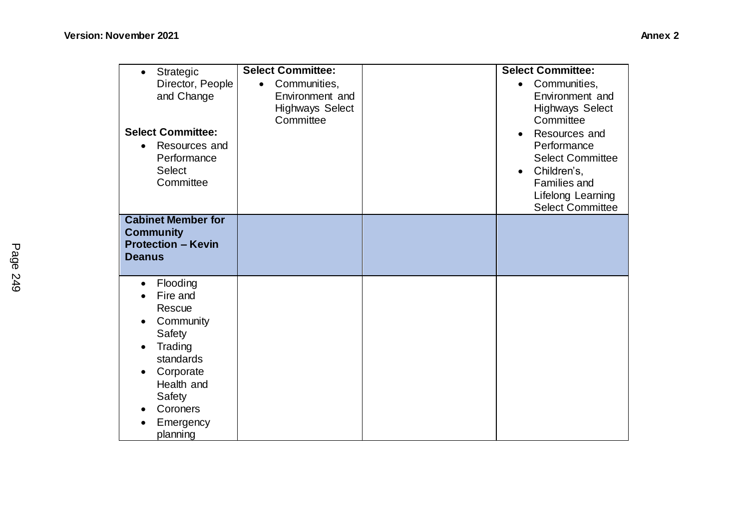| | | | |
|---|---|---|---|
| • Strategic Director, People and Change<br><br>**Select Committee:**<br>• Resources and Performance Select Committee | **Select Committee:**<br>• Communities, Environment and Highways Select Committee | | **Select Committee:**<br>• Communities, Environment and Highways Select Committee<br>• Resources and Performance Select Committee<br>• Children's, Families and Lifelong Learning Select Committee |
| **Cabinet Member for Community Protection – Kevin Deanus** | | | |
| • Flooding<br>• Fire and Rescue<br>• Community Safety<br>• Trading standards<br>• Corporate Health and Safety<br>• Coroners<br>• Emergency planning | | | |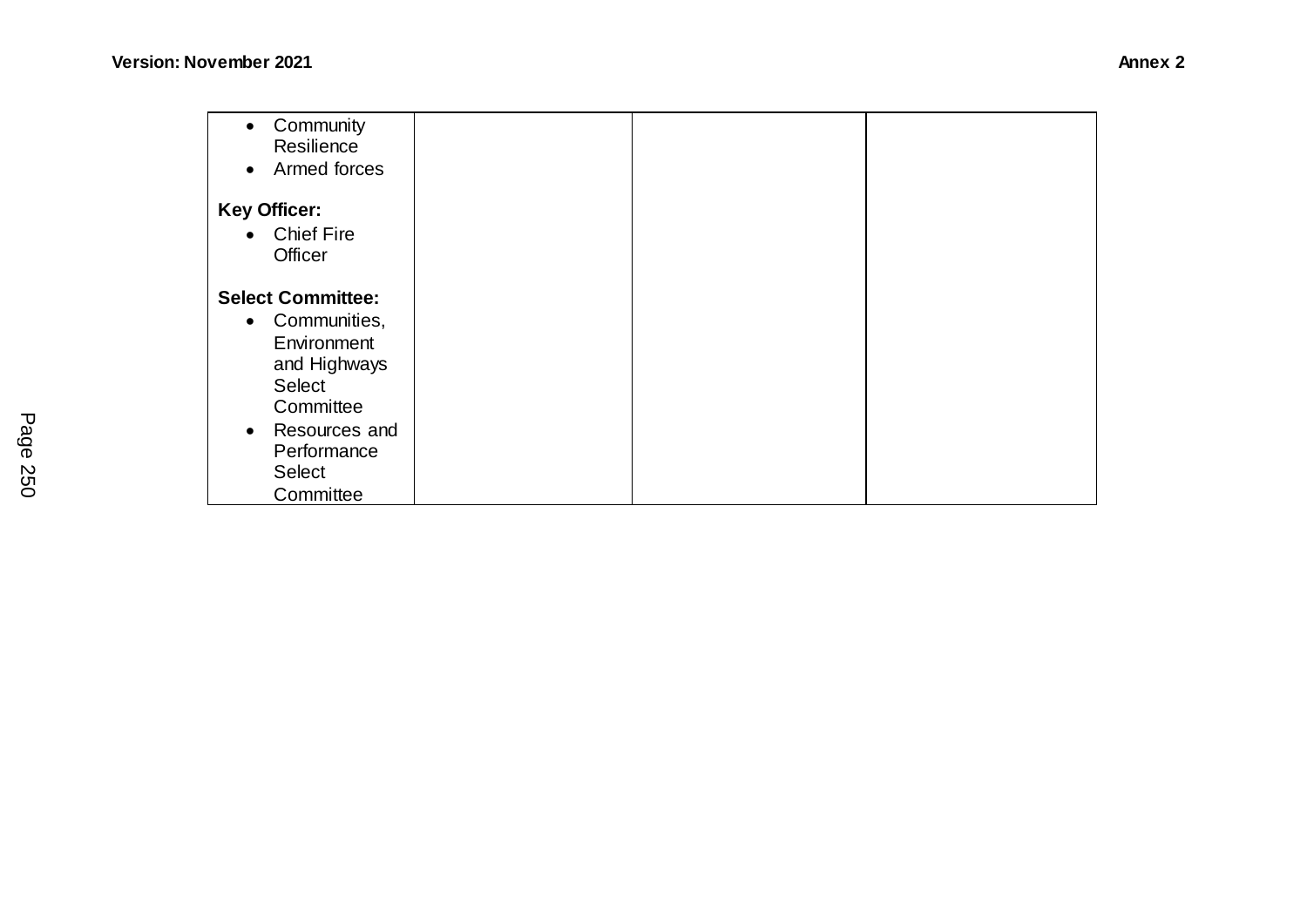| | | | |
|---|---|---|---|
| • Community Resilience<br>• Armed forces<br><br>**Key Officer:**<br>• Chief Fire Officer<br><br>**Select Committee:**<br>• Communities, Environment and Highways Select Committee<br>• Resources and Performance Select Committee | | | |